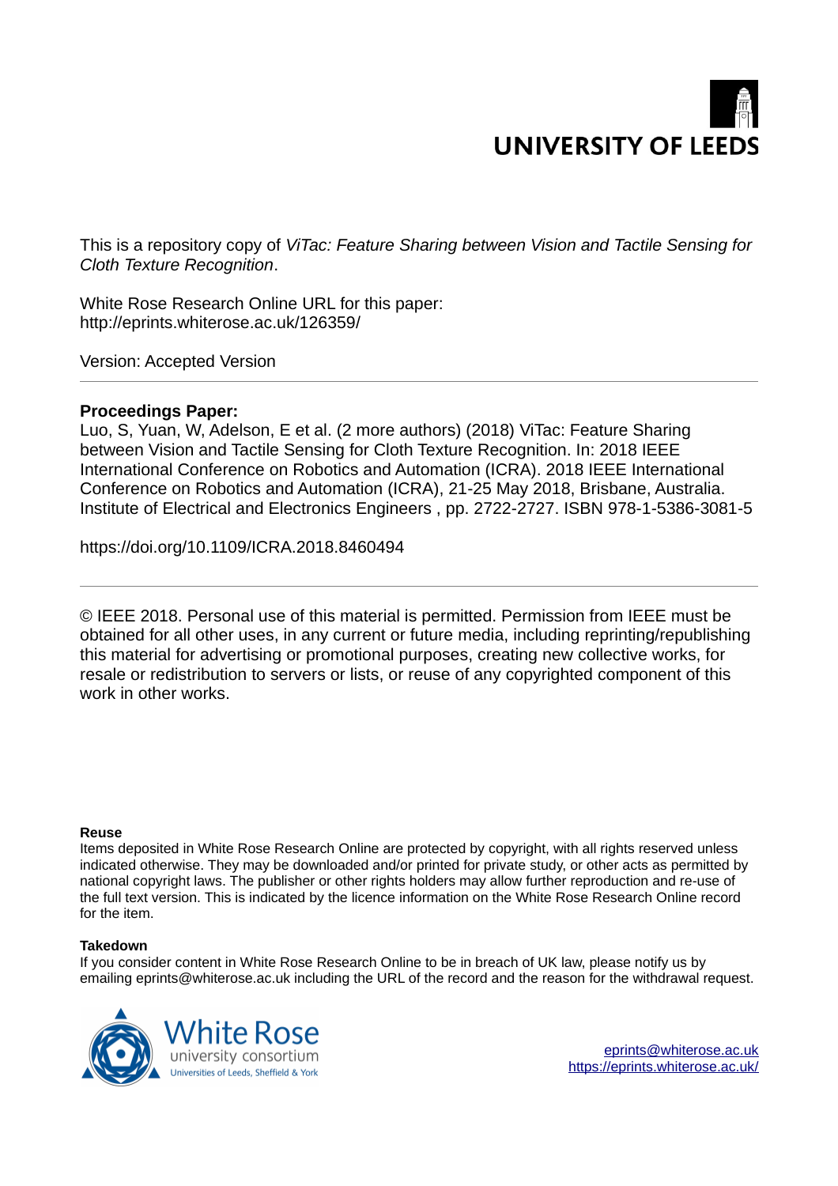UNIVERSITY OF LEEDS

This is a repository copy of *ViTac: Feature Sharing between Vision and Tactile Sensing for Cloth Texture Recognition*.

White Rose Research Online URL for this paper:
http://eprints.whiterose.ac.uk/126359/

Version: Accepted Version

---

**Proceedings Paper:**

Luo, S, Yuan, W, Adelson, E et al. (2 more authors) (2018) ViTac: Feature Sharing between Vision and Tactile Sensing for Cloth Texture Recognition. In: 2018 IEEE International Conference on Robotics and Automation (ICRA). 2018 IEEE International Conference on Robotics and Automation (ICRA), 21-25 May 2018, Brisbane, Australia. Institute of Electrical and Electronics Engineers , pp. 2722-2727. ISBN 978-1-5386-3081-5

https://doi.org/10.1109/ICRA.2018.8460494

---

© IEEE 2018. Personal use of this material is permitted. Permission from IEEE must be obtained for all other uses, in any current or future media, including reprinting/republishing this material for advertising or promotional purposes, creating new collective works, for resale or redistribution to servers or lists, or reuse of any copyrighted component of this work in other works.

**Reuse**

Items deposited in White Rose Research Online are protected by copyright, with all rights reserved unless indicated otherwise. They may be downloaded and/or printed for private study, or other acts as permitted by national copyright laws. The publisher or other rights holders may allow further reproduction and re-use of the full text version. This is indicated by the licence information on the White Rose Research Online record for the item.

**Takedown**

If you consider content in White Rose Research Online to be in breach of UK law, please notify us by emailing eprints@whiterose.ac.uk including the URL of the record and the reason for the withdrawal request.

White Rose university consortium
Universities of Leeds, Sheffield & York

eprints@whiterose.ac.uk
https://eprints.whiterose.ac.uk/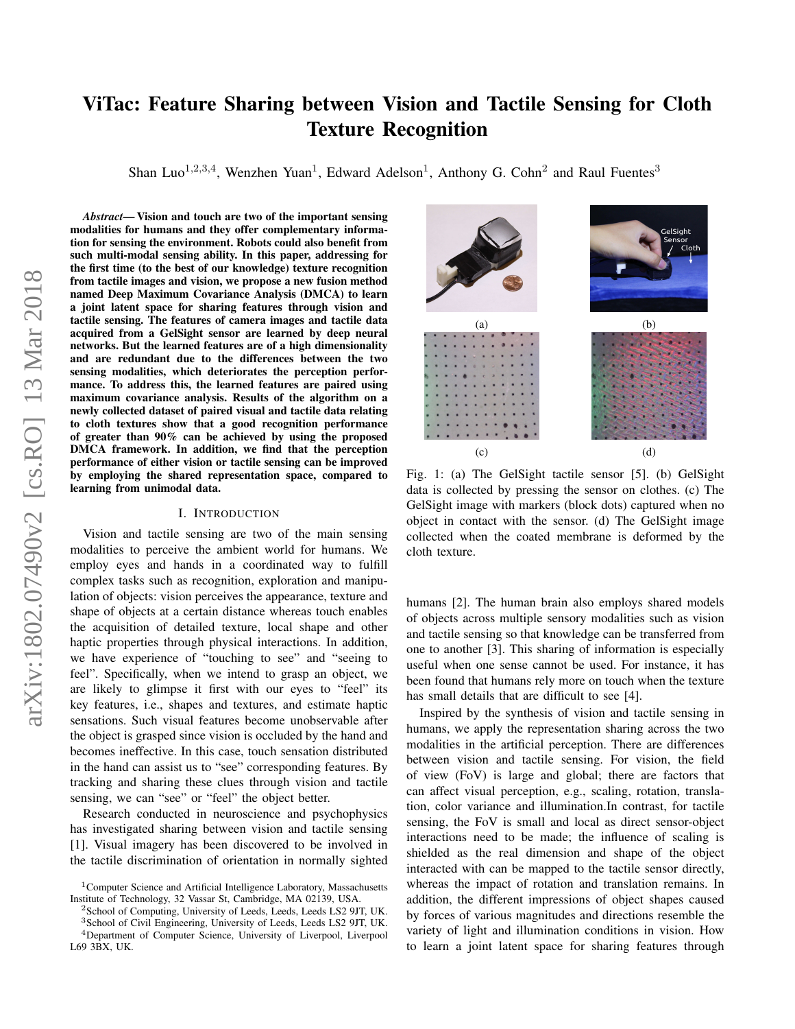# ViTac: Feature Sharing between Vision and Tactile Sensing for Cloth Texture Recognition

Shan Luo[1,2,3,4], Wenzhen Yuan[1], Edward Adelson[1], Anthony G. Cohn[2] and Raul Fuentes[3]

***Abstract*— Vision and touch are two of the important sensing modalities for humans and they offer complementary information for sensing the environment. Robots could also benefit from such multi-modal sensing ability. In this paper, addressing for the first time (to the best of our knowledge) texture recognition from tactile images and vision, we propose a new fusion method named Deep Maximum Covariance Analysis (DMCA) to learn a joint latent space for sharing features through vision and tactile sensing. The features of camera images and tactile data acquired from a GelSight sensor are learned by deep neural networks. But the learned features are of a high dimensionality and are redundant due to the differences between the two sensing modalities, which deteriorates the perception performance. To address this, the learned features are paired using maximum covariance analysis. Results of the algorithm on a newly collected dataset of paired visual and tactile data relating to cloth textures show that a good recognition performance of greater than 90% can be achieved by using the proposed DMCA framework. In addition, we find that the perception performance of either vision or tactile sensing can be improved by employing the shared representation space, compared to learning from unimodal data.**

## I. Introduction

Vision and tactile sensing are two of the main sensing modalities to perceive the ambient world for humans. We employ eyes and hands in a coordinated way to fulfill complex tasks such as recognition, exploration and manipulation of objects: vision perceives the appearance, texture and shape of objects at a certain distance whereas touch enables the acquisition of detailed texture, local shape and other haptic properties through physical interactions. In addition, we have experience of "touching to see" and "seeing to feel". Specifically, when we intend to grasp an object, we are likely to glimpse it first with our eyes to "feel" its key features, i.e., shapes and textures, and estimate haptic sensations. Such visual features become unobservable after the object is grasped since vision is occluded by the hand and becomes ineffective. In this case, touch sensation distributed in the hand can assist us to "see" corresponding features. By tracking and sharing these clues through vision and tactile sensing, we can "see" or "feel" the object better.

Research conducted in neuroscience and psychophysics has investigated sharing between vision and tactile sensing [1]. Visual imagery has been discovered to be involved in the tactile discrimination of orientation in normally sighted humans [2]. The human brain also employs shared models of objects across multiple sensory modalities such as vision and tactile sensing so that knowledge can be transferred from one to another [3]. This sharing of information is especially useful when one sense cannot be used. For instance, it has been found that humans rely more on touch when the texture has small details that are difficult to see [4].

Inspired by the synthesis of vision and tactile sensing in humans, we apply the representation sharing across the two modalities in the artificial perception. There are differences between vision and tactile sensing. For vision, the field of view (FoV) is large and global; there are factors that can affect visual perception, e.g., scaling, rotation, translation, color variance and illumination.In contrast, for tactile sensing, the FoV is small and local as direct sensor-object interactions need to be made; the influence of scaling is shielded as the real dimension and shape of the object interacted with can be mapped to the tactile sensor directly, whereas the impact of rotation and translation remains. In addition, the different impressions of object shapes caused by forces of various magnitudes and directions resemble the variety of light and illumination conditions in vision. How to learn a joint latent space for sharing features through

(a) (b) (c) (d)

Fig. 1: (a) The GelSight tactile sensor [5]. (b) GelSight data is collected by pressing the sensor on clothes. (c) The GelSight image with markers (block dots) captured when no object in contact with the sensor. (d) The GelSight image collected when the coated membrane is deformed by the cloth texture.

[1]Computer Science and Artificial Intelligence Laboratory, Massachusetts Institute of Technology, 32 Vassar St, Cambridge, MA 02139, USA.

[2]School of Computing, University of Leeds, Leeds LS2 9JT, UK.

[3]School of Civil Engineering, University of Leeds, Leeds LS2 9JT, UK.

[4]Department of Computer Science, University of Liverpool, Liverpool L69 3BX, UK.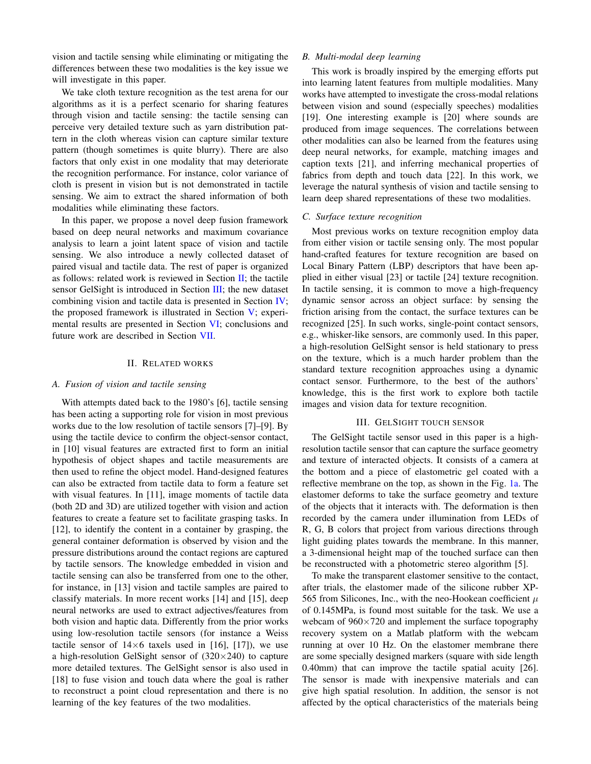vision and tactile sensing while eliminating or mitigating the differences between these two modalities is the key issue we will investigate in this paper.

We take cloth texture recognition as the test arena for our algorithms as it is a perfect scenario for sharing features through vision and tactile sensing: the tactile sensing can perceive very detailed texture such as yarn distribution pattern in the cloth whereas vision can capture similar texture pattern (though sometimes is quite blurry). There are also factors that only exist in one modality that may deteriorate the recognition performance. For instance, color variance of cloth is present in vision but is not demonstrated in tactile sensing. We aim to extract the shared information of both modalities while eliminating these factors.

In this paper, we propose a novel deep fusion framework based on deep neural networks and maximum covariance analysis to learn a joint latent space of vision and tactile sensing. We also introduce a newly collected dataset of paired visual and tactile data. The rest of paper is organized as follows: related work is reviewed in Section II; the tactile sensor GelSight is introduced in Section III; the new dataset combining vision and tactile data is presented in Section IV; the proposed framework is illustrated in Section V; experimental results are presented in Section VI; conclusions and future work are described in Section VII.

## II. Related works

### A. Fusion of vision and tactile sensing

With attempts dated back to the 1980's [6], tactile sensing has been acting a supporting role for vision in most previous works due to the low resolution of tactile sensors [7]–[9]. By using the tactile device to confirm the object-sensor contact, in [10] visual features are extracted first to form an initial hypothesis of object shapes and tactile measurements are then used to refine the object model. Hand-designed features can also be extracted from tactile data to form a feature set with visual features. In [11], image moments of tactile data (both 2D and 3D) are utilized together with vision and action features to create a feature set to facilitate grasping tasks. In [12], to identify the content in a container by grasping, the general container deformation is observed by vision and the pressure distributions around the contact regions are captured by tactile sensors. The knowledge embedded in vision and tactile sensing can also be transferred from one to the other, for instance, in [13] vision and tactile samples are paired to classify materials. In more recent works [14] and [15], deep neural networks are used to extract adjectives/features from both vision and haptic data. Differently from the prior works using low-resolution tactile sensors (for instance a Weiss tactile sensor of $14\times6$ taxels used in [16], [17]), we use a high-resolution GelSight sensor of $(320\times240)$ to capture more detailed textures. The GelSight sensor is also used in [18] to fuse vision and touch data where the goal is rather to reconstruct a point cloud representation and there is no learning of the key features of the two modalities.

### B. Multi-modal deep learning

This work is broadly inspired by the emerging efforts put into learning latent features from multiple modalities. Many works have attempted to investigate the cross-modal relations between vision and sound (especially speeches) modalities [19]. One interesting example is [20] where sounds are produced from image sequences. The correlations between other modalities can also be learned from the features using deep neural networks, for example, matching images and caption texts [21], and inferring mechanical properties of fabrics from depth and touch data [22]. In this work, we leverage the natural synthesis of vision and tactile sensing to learn deep shared representations of these two modalities.

### C. Surface texture recognition

Most previous works on texture recognition employ data from either vision or tactile sensing only. The most popular hand-crafted features for texture recognition are based on Local Binary Pattern (LBP) descriptors that have been applied in either visual [23] or tactile [24] texture recognition. In tactile sensing, it is common to move a high-frequency dynamic sensor across an object surface: by sensing the friction arising from the contact, the surface textures can be recognized [25]. In such works, single-point contact sensors, e.g., whisker-like sensors, are commonly used. In this paper, a high-resolution GelSight sensor is held stationary to press on the texture, which is a much harder problem than the standard texture recognition approaches using a dynamic contact sensor. Furthermore, to the best of the authors' knowledge, this is the first work to explore both tactile images and vision data for texture recognition.

## III. GelSight touch sensor

The GelSight tactile sensor used in this paper is a high-resolution tactile sensor that can capture the surface geometry and texture of interacted objects. It consists of a camera at the bottom and a piece of elastometric gel coated with a reflective membrane on the top, as shown in the Fig. 1a. The elastomer deforms to take the surface geometry and texture of the objects that it interacts with. The deformation is then recorded by the camera under illumination from LEDs of R, G, B colors that project from various directions through light guiding plates towards the membrane. In this manner, a 3-dimensional height map of the touched surface can then be reconstructed with a photometric stereo algorithm [5].

To make the transparent elastomer sensitive to the contact, after trials, the elastomer made of the silicone rubber XP-565 from Silicones, Inc., with the neo-Hookean coefficient $\mu$ of 0.145MPa, is found most suitable for the task. We use a webcam of $960\times720$ and implement the surface topography recovery system on a Matlab platform with the webcam running at over 10 Hz. On the elastomer membrane there are some specially designed markers (square with side length 0.40mm) that can improve the tactile spatial acuity [26]. The sensor is made with inexpensive materials and can give high spatial resolution. In addition, the sensor is not affected by the optical characteristics of the materials being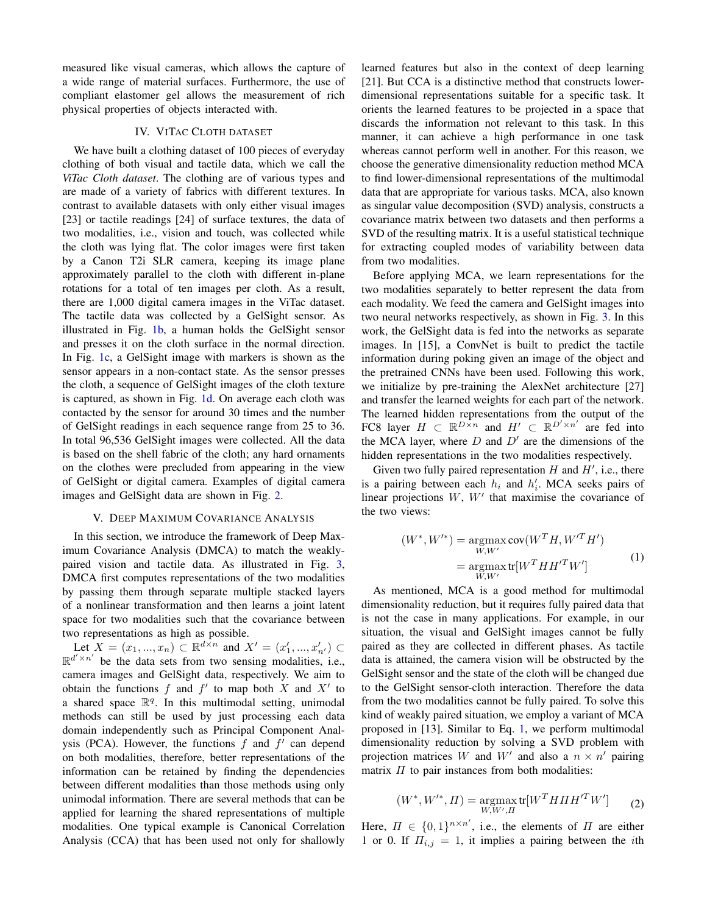measured like visual cameras, which allows the capture of a wide range of material surfaces. Furthermore, the use of compliant elastomer gel allows the measurement of rich physical properties of objects interacted with.

## IV. ViTac Cloth Dataset

We have built a clothing dataset of 100 pieces of everyday clothing of both visual and tactile data, which we call the *ViTac Cloth dataset*. The clothing are of various types and are made of a variety of fabrics with different textures. In contrast to available datasets with only either visual images [23] or tactile readings [24] of surface textures, the data of two modalities, i.e., vision and touch, was collected while the cloth was lying flat. The color images were first taken by a Canon T2i SLR camera, keeping its image plane approximately parallel to the cloth with different in-plane rotations for a total of ten images per cloth. As a result, there are 1,000 digital camera images in the ViTac dataset. The tactile data was collected by a GelSight sensor. As illustrated in Fig. 1b, a human holds the GelSight sensor and presses it on the cloth surface in the normal direction. In Fig. 1c, a GelSight image with markers is shown as the sensor appears in a non-contact state. As the sensor presses the cloth, a sequence of GelSight images of the cloth texture is captured, as shown in Fig. 1d. On average each cloth was contacted by the sensor for around 30 times and the number of GelSight readings in each sequence range from 25 to 36. In total 96,536 GelSight images were collected. All the data is based on the shell fabric of the cloth; any hard ornaments on the clothes were precluded from appearing in the view of GelSight or digital camera. Examples of digital camera images and GelSight data are shown in Fig. 2.

## V. Deep Maximum Covariance Analysis

In this section, we introduce the framework of Deep Maximum Covariance Analysis (DMCA) to match the weakly-paired vision and tactile data. As illustrated in Fig. 3, DMCA first computes representations of the two modalities by passing them through separate multiple stacked layers of a nonlinear transformation and then learns a joint latent space for two modalities such that the covariance between two representations as high as possible.

Let $X = (x_1, ..., x_n) \subset \mathbb{R}^{d \times n}$ and $X' = (x'_1, ..., x'_{n'}) \subset \mathbb{R}^{d' \times n'}$ be the data sets from two sensing modalities, i.e., camera images and GelSight data, respectively. We aim to obtain the functions $f$ and $f'$ to map both $X$ and $X'$ to a shared space $\mathbb{R}^q$. In this multimodal setting, unimodal methods can still be used by just processing each data domain independently such as Principal Component Analysis (PCA). However, the functions $f$ and $f'$ can depend on both modalities, therefore, better representations of the information can be retained by finding the dependencies between different modalities than those methods using only unimodal information. There are several methods that can be applied for learning the shared representations of multiple modalities. One typical example is Canonical Correlation Analysis (CCA) that has been used not only for shallowly learned features but also in the context of deep learning [21]. But CCA is a distinctive method that constructs lower-dimensional representations suitable for a specific task. It orients the learned features to be projected in a space that discards the information not relevant to this task. In this manner, it can achieve a high performance in one task whereas cannot perform well in another. For this reason, we choose the generative dimensionality reduction method MCA to find lower-dimensional representations of the multimodal data that are appropriate for various tasks. MCA, also known as singular value decomposition (SVD) analysis, constructs a covariance matrix between two datasets and then performs a SVD of the resulting matrix. It is a useful statistical technique for extracting coupled modes of variability between data from two modalities.

Before applying MCA, we learn representations for the two modalities separately to better represent the data from each modality. We feed the camera and GelSight images into two neural networks respectively, as shown in Fig. 3. In this work, the GelSight data is fed into the networks as separate images. In [15], a ConvNet is built to predict the tactile information during poking given an image of the object and the pretrained CNNs have been used. Following this work, we initialize by pre-training the AlexNet architecture [27] and transfer the learned weights for each part of the network. The learned hidden representations from the output of the FC8 layer $H \subset \mathbb{R}^{D \times n}$ and $H' \subset \mathbb{R}^{D' \times n'}$ are fed into the MCA layer, where $D$ and $D'$ are the dimensions of the hidden representations in the two modalities respectively.

Given two fully paired representation $H$ and $H'$, i.e., there is a pairing between each $h_i$ and $h'_i$. MCA seeks pairs of linear projections $W$, $W'$ that maximise the covariance of the two views:

$$
\begin{aligned}
(W^*, W'^*) &= \underset{W, W'}{\operatorname{argmax}} \operatorname{cov}(W^T H, W'^T H') \\
&= \underset{W, W'}{\operatorname{argmax}} \operatorname{tr}[W^T H H'^T W']
\end{aligned}
\tag{1}
$$

As mentioned, MCA is a good method for multimodal dimensionality reduction, but it requires fully paired data that is not the case in many applications. For example, in our situation, the visual and GelSight images cannot be fully paired as they are collected in different phases. As tactile data is attained, the camera vision will be obstructed by the GelSight sensor and the state of the cloth will be changed due to the GelSight sensor-cloth interaction. Therefore the data from the two modalities cannot be fully paired. To solve this kind of weakly paired situation, we employ a variant of MCA proposed in [13]. Similar to Eq. 1, we perform multimodal dimensionality reduction by solving a SVD problem with projection matrices $W$ and $W'$ and also a $n \times n'$ pairing matrix $\Pi$ to pair instances from both modalities:

$$
(W^*, W'^*, \Pi) = \underset{W, W', \Pi}{\operatorname{argmax}} \operatorname{tr}[W^T H \Pi H'^T W'] \tag{2}
$$

Here, $\Pi \in \{0, 1\}^{n \times n'}$, i.e., the elements of $\Pi$ are either 1 or 0. If $\Pi_{i,j} = 1$, it implies a pairing between the $i$th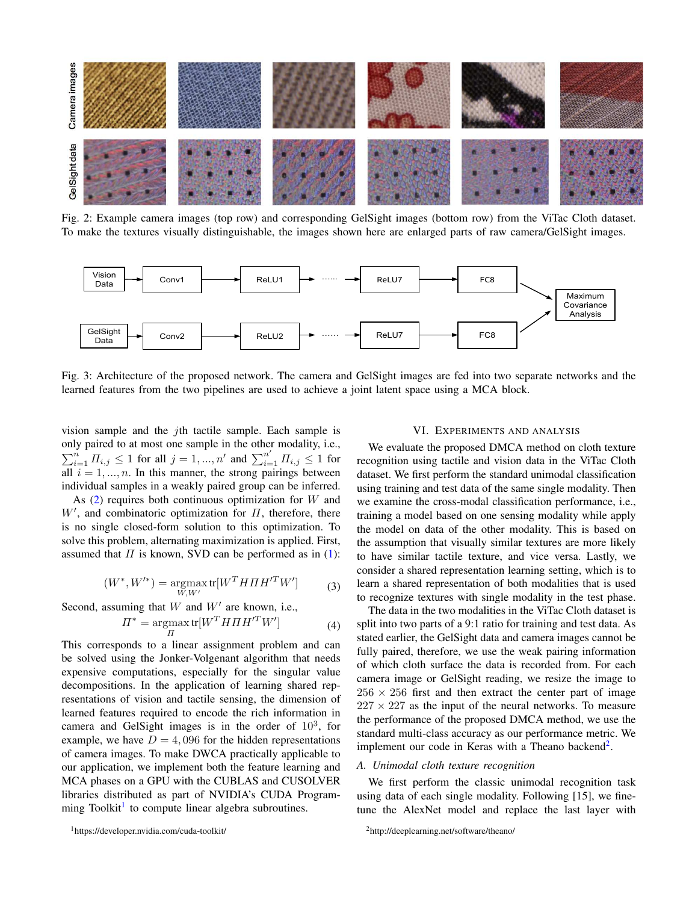Fig. 2: Example camera images (top row) and corresponding GelSight images (bottom row) from the ViTac Cloth dataset. To make the textures visually distinguishable, the images shown here are enlarged parts of raw camera/GelSight images.

Fig. 3: Architecture of the proposed network. The camera and GelSight images are fed into two separate networks and the learned features from the two pipelines are used to achieve a joint latent space using a MCA block.

vision sample and the $j$th tactile sample. Each sample is only paired to at most one sample in the other modality, i.e., $\sum_{i=1}^{n} \Pi_{i,j} \leq 1$ for all $j = 1, ..., n'$ and $\sum_{i=1}^{n'} \Pi_{i,j} \leq 1$ for all $i = 1, ..., n$. In this manner, the strong pairings between individual samples in a weakly paired group can be inferred.

As (2) requires both continuous optimization for $W$ and $W'$, and combinatoric optimization for $\Pi$, therefore, there is no single closed-form solution to this optimization. To solve this problem, alternating maximization is applied. First, assumed that $\Pi$ is known, SVD can be performed as in (1):

$$(W^*, W'^*) = \underset{W,W'}{\operatorname{argmax}} \operatorname{tr}[W^T H \Pi H'^T W'] \tag{3}$$

Second, assuming that $W$ and $W'$ are known, i.e.,

$$\Pi^* = \underset{\Pi}{\operatorname{argmax}} \operatorname{tr}[W^T H \Pi H'^T W'] \tag{4}$$

This corresponds to a linear assignment problem and can be solved using the Jonker-Volgenant algorithm that needs expensive computations, especially for the singular value decompositions. In the application of learning shared representations of vision and tactile sensing, the dimension of learned features required to encode the rich information in camera and GelSight images is in the order of $10^3$, for example, we have $D = 4,096$ for the hidden representations of camera images. To make DWCA practically applicable to our application, we implement both the feature learning and MCA phases on a GPU with the CUBLAS and CUSOLVER libraries distributed as part of NVIDIA's CUDA Programming Toolkit[1] to compute linear algebra subroutines.

## VI. Experiments and Analysis

We evaluate the proposed DMCA method on cloth texture recognition using tactile and vision data in the ViTac Cloth dataset. We first perform the standard unimodal classification using training and test data of the same single modality. Then we examine the cross-modal classification performance, i.e., training a model based on one sensing modality while apply the model on data of the other modality. This is based on the assumption that visually similar textures are more likely to have similar tactile texture, and vice versa. Lastly, we consider a shared representation learning setting, which is to learn a shared representation of both modalities that is used to recognize textures with single modality in the test phase.

The data in the two modalities in the ViTac Cloth dataset is split into two parts of a 9:1 ratio for training and test data. As stated earlier, the GelSight data and camera images cannot be fully paired, therefore, we use the weak pairing information of which cloth surface the data is recorded from. For each camera image or GelSight reading, we resize the image to $256 \times 256$ first and then extract the center part of image $227 \times 227$ as the input of the neural networks. To measure the performance of the proposed DMCA method, we use the standard multi-class accuracy as our performance metric. We implement our code in Keras with a Theano backend[2].

### A. Unimodal cloth texture recognition

We first perform the classic unimodal recognition task using data of each single modality. Following [15], we fine-tune the AlexNet model and replace the last layer with

[1] https://developer.nvidia.com/cuda-toolkit/

[2] http://deeplearning.net/software/theano/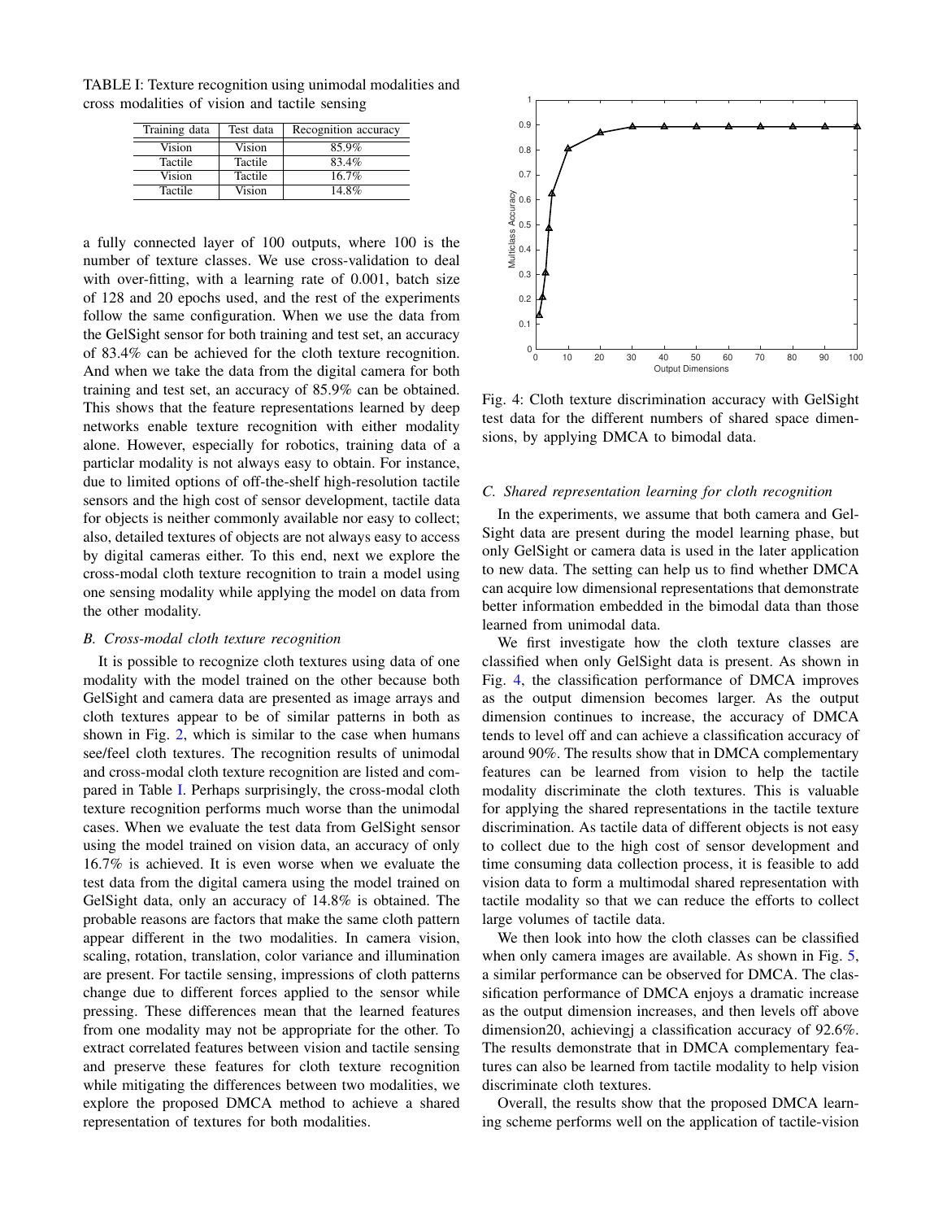TABLE I: Texture recognition using unimodal modalities and cross modalities of vision and tactile sensing

| Training data | Test data | Recognition accuracy |
|---|---|---|
| Vision | Vision | 85.9% |
| Tactile | Tactile | 83.4% |
| Vision | Tactile | 16.7% |
| Tactile | Vision | 14.8% |

a fully connected layer of 100 outputs, where 100 is the number of texture classes. We use cross-validation to deal with over-fitting, with a learning rate of 0.001, batch size of 128 and 20 epochs used, and the rest of the experiments follow the same configuration. When we use the data from the GelSight sensor for both training and test set, an accuracy of 83.4% can be achieved for the cloth texture recognition. And when we take the data from the digital camera for both training and test set, an accuracy of 85.9% can be obtained. This shows that the feature representations learned by deep networks enable texture recognition with either modality alone. However, especially for robotics, training data of a particlar modality is not always easy to obtain. For instance, due to limited options of off-the-shelf high-resolution tactile sensors and the high cost of sensor development, tactile data for objects is neither commonly available nor easy to collect; also, detailed textures of objects are not always easy to access by digital cameras either. To this end, next we explore the cross-modal cloth texture recognition to train a model using one sensing modality while applying the model on data from the other modality.

### B. Cross-modal cloth texture recognition

It is possible to recognize cloth textures using data of one modality with the model trained on the other because both GelSight and camera data are presented as image arrays and cloth textures appear to be of similar patterns in both as shown in Fig. 2, which is similar to the case when humans see/feel cloth textures. The recognition results of unimodal and cross-modal cloth texture recognition are listed and compared in Table I. Perhaps surprisingly, the cross-modal cloth texture recognition performs much worse than the unimodal cases. When we evaluate the test data from GelSight sensor using the model trained on vision data, an accuracy of only 16.7% is achieved. It is even worse when we evaluate the test data from the digital camera using the model trained on GelSight data, only an accuracy of 14.8% is obtained. The probable reasons are factors that make the same cloth pattern appear different in the two modalities. In camera vision, scaling, rotation, translation, color variance and illumination are present. For tactile sensing, impressions of cloth patterns change due to different forces applied to the sensor while pressing. These differences mean that the learned features from one modality may not be appropriate for the other. To extract correlated features between vision and tactile sensing and preserve these features for cloth texture recognition while mitigating the differences between two modalities, we explore the proposed DMCA method to achieve a shared representation of textures for both modalities.

Multiclass Accuracy
Output Dimensions
0
0.1
0.2
0.3
0.4
0.5
0.6
0.7
0.8
0.9
1
0
10
20
30
40
50
60
70
80
90
100

Fig. 4: Cloth texture discrimination accuracy with GelSight test data for the different numbers of shared space dimensions, by applying DMCA to bimodal data.

### C. Shared representation learning for cloth recognition

In the experiments, we assume that both camera and GelSight data are present during the model learning phase, but only GelSight or camera data is used in the later application to new data. The setting can help us to find whether DMCA can acquire low dimensional representations that demonstrate better information embedded in the bimodal data than those learned from unimodal data.

We first investigate how the cloth texture classes are classified when only GelSight data is present. As shown in Fig. 4, the classification performance of DMCA improves as the output dimension becomes larger. As the output dimension continues to increase, the accuracy of DMCA tends to level off and can achieve a classification accuracy of around 90%. The results show that in DMCA complementary features can be learned from vision to help the tactile modality discriminate the cloth textures. This is valuable for applying the shared representations in the tactile texture discrimination. As tactile data of different objects is not easy to collect due to the high cost of sensor development and time consuming data collection process, it is feasible to add vision data to form a multimodal shared representation with tactile modality so that we can reduce the efforts to collect large volumes of tactile data.

We then look into how the cloth classes can be classified when only camera images are available. As shown in Fig. 5, a similar performance can be observed for DMCA. The classification performance of DMCA enjoys a dramatic increase as the output dimension increases, and then levels off above dimension20, achievingj a classification accuracy of 92.6%. The results demonstrate that in DMCA complementary features can also be learned from tactile modality to help vision discriminate cloth textures.

Overall, the results show that the proposed DMCA learning scheme performs well on the application of tactile-vision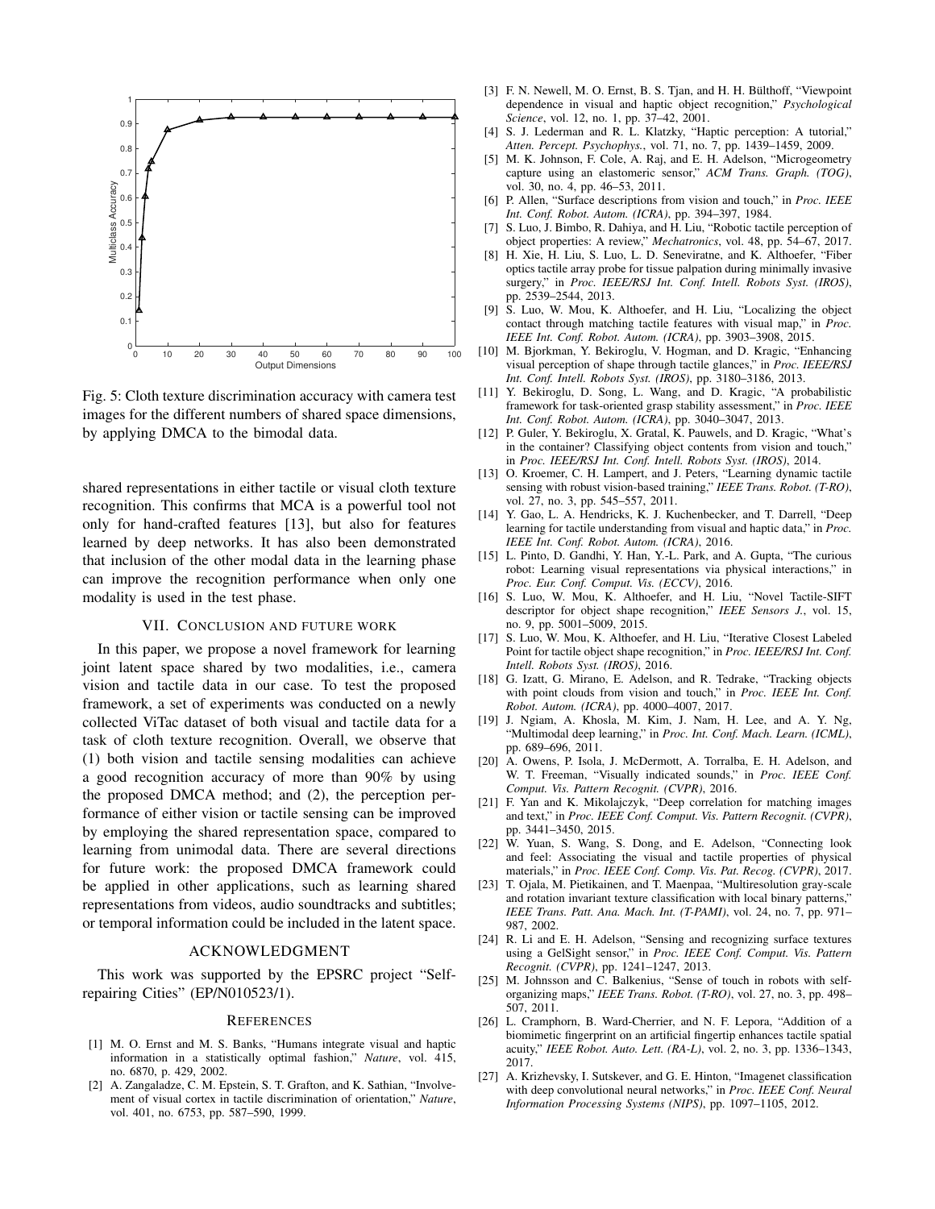1
0.9
0.8
0.7
0.6
0.5
0.4
0.3
0.2
0.1
0
Multiclass Accuracy
0 10 20 30 40 50 60 70 80 90 100
Output Dimensions

Fig. 5: Cloth texture discrimination accuracy with camera test images for the different numbers of shared space dimensions, by applying DMCA to the bimodal data.

shared representations in either tactile or visual cloth texture recognition. This confirms that MCA is a powerful tool not only for hand-crafted features [13], but also for features learned by deep networks. It has also been demonstrated that inclusion of the other modal data in the learning phase can improve the recognition performance when only one modality is used in the test phase.

## VII. Conclusion and Future Work

In this paper, we propose a novel framework for learning joint latent space shared by two modalities, i.e., camera vision and tactile data in our case. To test the proposed framework, a set of experiments was conducted on a newly collected ViTac dataset of both visual and tactile data for a task of cloth texture recognition. Overall, we observe that (1) both vision and tactile sensing modalities can achieve a good recognition accuracy of more than 90% by using the proposed DMCA method; and (2), the perception performance of either vision or tactile sensing can be improved by employing the shared representation space, compared to learning from unimodal data. There are several directions for future work: the proposed DMCA framework could be applied in other applications, such as learning shared representations from videos, audio soundtracks and subtitles; or temporal information could be included in the latent space.

## Acknowledgment

This work was supported by the EPSRC project "Self-repairing Cities" (EP/N010523/1).

## References

[1] M. O. Ernst and M. S. Banks, "Humans integrate visual and haptic information in a statistically optimal fashion," *Nature*, vol. 415, no. 6870, p. 429, 2002.

[2] A. Zangaladze, C. M. Epstein, S. T. Grafton, and K. Sathian, "Involvement of visual cortex in tactile discrimination of orientation," *Nature*, vol. 401, no. 6753, pp. 587–590, 1999.

[3] F. N. Newell, M. O. Ernst, B. S. Tjan, and H. H. Bülthoff, "Viewpoint dependence in visual and haptic object recognition," *Psychological Science*, vol. 12, no. 1, pp. 37–42, 2001.

[4] S. J. Lederman and R. L. Klatzky, "Haptic perception: A tutorial," *Atten. Percept. Psychophys.*, vol. 71, no. 7, pp. 1439–1459, 2009.

[5] M. K. Johnson, F. Cole, A. Raj, and E. H. Adelson, "Microgeometry capture using an elastomeric sensor," *ACM Trans. Graph. (TOG)*, vol. 30, no. 4, pp. 46–53, 2011.

[6] P. Allen, "Surface descriptions from vision and touch," in *Proc. IEEE Int. Conf. Robot. Autom. (ICRA)*, pp. 394–397, 1984.

[7] S. Luo, J. Bimbo, R. Dahiya, and H. Liu, "Robotic tactile perception of object properties: A review," *Mechatronics*, vol. 48, pp. 54–67, 2017.

[8] H. Xie, H. Liu, S. Luo, L. D. Seneviratne, and K. Althoefer, "Fiber optics tactile array probe for tissue palpation during minimally invasive surgery," in *Proc. IEEE/RSJ Int. Conf. Intell. Robots Syst. (IROS)*, pp. 2539–2544, 2013.

[9] S. Luo, W. Mou, K. Althoefer, and H. Liu, "Localizing the object contact through matching tactile features with visual map," in *Proc. IEEE Int. Conf. Robot. Autom. (ICRA)*, pp. 3903–3908, 2015.

[10] M. Bjorkman, Y. Bekiroglu, V. Hogman, and D. Kragic, "Enhancing visual perception of shape through tactile glances," in *Proc. IEEE/RSJ Int. Conf. Intell. Robots Syst. (IROS)*, pp. 3180–3186, 2013.

[11] Y. Bekiroglu, D. Song, L. Wang, and D. Kragic, "A probabilistic framework for task-oriented grasp stability assessment," in *Proc. IEEE Int. Conf. Robot. Autom. (ICRA)*, pp. 3040–3047, 2013.

[12] P. Guler, Y. Bekiroglu, X. Gratal, K. Pauwels, and D. Kragic, "What's in the container? Classifying object contents from vision and touch," in *Proc. IEEE/RSJ Int. Conf. Intell. Robots Syst. (IROS)*, 2014.

[13] O. Kroemer, C. H. Lampert, and J. Peters, "Learning dynamic tactile sensing with robust vision-based training," *IEEE Trans. Robot. (T-RO)*, vol. 27, no. 3, pp. 545–557, 2011.

[14] Y. Gao, L. A. Hendricks, K. J. Kuchenbecker, and T. Darrell, "Deep learning for tactile understanding from visual and haptic data," in *Proc. IEEE Int. Conf. Robot. Autom. (ICRA)*, 2016.

[15] L. Pinto, D. Gandhi, Y. Han, Y.-L. Park, and A. Gupta, "The curious robot: Learning visual representations via physical interactions," in *Proc. Eur. Conf. Comput. Vis. (ECCV)*, 2016.

[16] S. Luo, W. Mou, K. Althoefer, and H. Liu, "Novel Tactile-SIFT descriptor for object shape recognition," *IEEE Sensors J.*, vol. 15, no. 9, pp. 5001–5009, 2015.

[17] S. Luo, W. Mou, K. Althoefer, and H. Liu, "Iterative Closest Labeled Point for tactile object shape recognition," in *Proc. IEEE/RSJ Int. Conf. Intell. Robots Syst. (IROS)*, 2016.

[18] G. Izatt, G. Mirano, E. Adelson, and R. Tedrake, "Tracking objects with point clouds from vision and touch," in *Proc. IEEE Int. Conf. Robot. Autom. (ICRA)*, pp. 4000–4007, 2017.

[19] J. Ngiam, A. Khosla, M. Kim, J. Nam, H. Lee, and A. Y. Ng, "Multimodal deep learning," in *Proc. Int. Conf. Mach. Learn. (ICML)*, pp. 689–696, 2011.

[20] A. Owens, P. Isola, J. McDermott, A. Torralba, E. H. Adelson, and W. T. Freeman, "Visually indicated sounds," in *Proc. IEEE Conf. Comput. Vis. Pattern Recognit. (CVPR)*, 2016.

[21] F. Yan and K. Mikolajczyk, "Deep correlation for matching images and text," in *Proc. IEEE Conf. Comput. Vis. Pattern Recognit. (CVPR)*, pp. 3441–3450, 2015.

[22] W. Yuan, S. Wang, S. Dong, and E. Adelson, "Connecting look and feel: Associating the visual and tactile properties of physical materials," in *Proc. IEEE Conf. Comp. Vis. Pat. Recog. (CVPR)*, 2017.

[23] T. Ojala, M. Pietikainen, and T. Maenpaa, "Multiresolution gray-scale and rotation invariant texture classification with local binary patterns," *IEEE Trans. Patt. Ana. Mach. Int. (T-PAMI)*, vol. 24, no. 7, pp. 971–987, 2002.

[24] R. Li and E. H. Adelson, "Sensing and recognizing surface textures using a GelSight sensor," in *Proc. IEEE Conf. Comput. Vis. Pattern Recognit. (CVPR)*, pp. 1241–1247, 2013.

[25] M. Johnsson and C. Balkenius, "Sense of touch in robots with self-organizing maps," *IEEE Trans. Robot. (T-RO)*, vol. 27, no. 3, pp. 498–507, 2011.

[26] L. Cramphorn, B. Ward-Cherrier, and N. F. Lepora, "Addition of a biomimetic fingerprint on an artificial fingertip enhances tactile spatial acuity," *IEEE Robot. Auto. Lett. (RA-L)*, vol. 2, no. 3, pp. 1336–1343, 2017.

[27] A. Krizhevsky, I. Sutskever, and G. E. Hinton, "Imagenet classification with deep convolutional neural networks," in *Proc. IEEE Conf. Neural Information Processing Systems (NIPS)*, pp. 1097–1105, 2012.